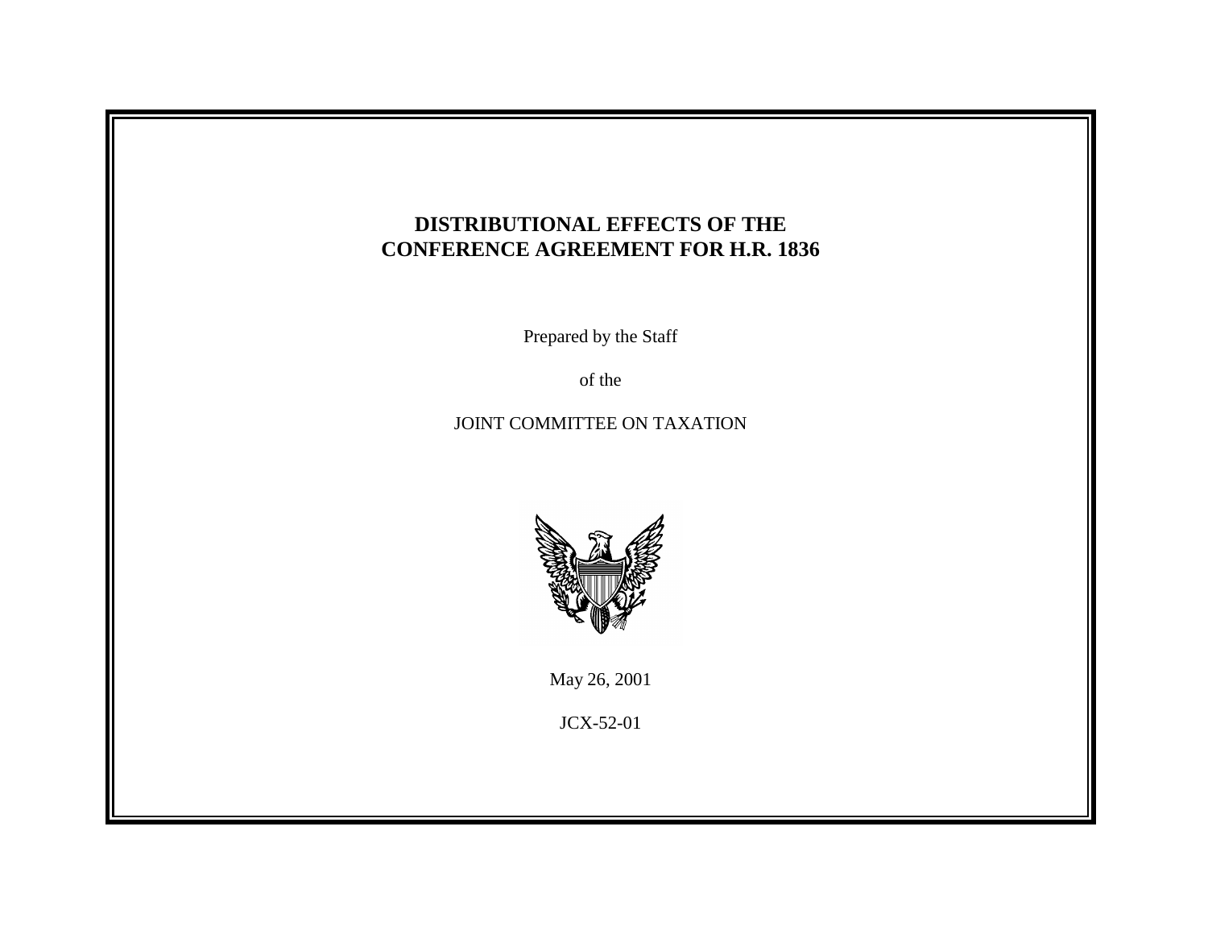# DISTRIBUTIONAL EFFECTS OF THE CONFERENCE AGREEMENT FOR H.R. 1836

Prepared by the Staff

of the

JOINT COMMITTEE ON TAXATION

May 26, 2001

JCX-52-01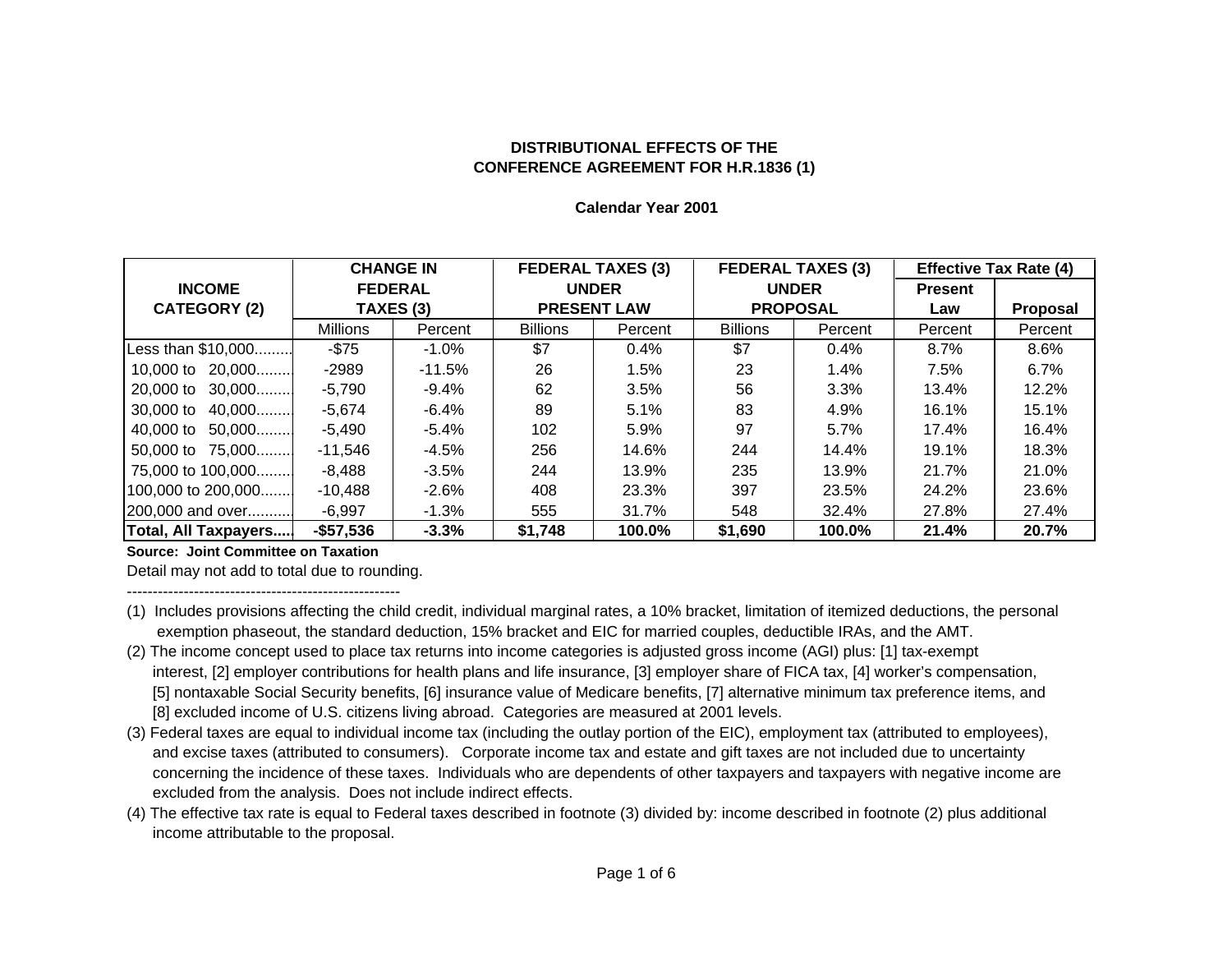**DISTRIBUTIONAL EFFECTS OF THE CONFERENCE AGREEMENT FOR H.R.1836 (1)**

**Calendar Year 2001**

| INCOME CATEGORY (2) | CHANGE IN FEDERAL TAXES (3) | | FEDERAL TAXES (3) UNDER PRESENT LAW | | FEDERAL TAXES (3) UNDER PROPOSAL | | Effective Tax Rate (4) | |
|---|---|---|---|---|---|---|---|---|
| | | | | | | | Present Law | Proposal |
| | Millions | Percent | Billions | Percent | Billions | Percent | Percent | Percent |
| Less than $10,000......... | -$75 | -1.0% | $7 | 0.4% | $7 | 0.4% | 8.7% | 8.6% |
| 10,000 to 20,000........ | -2989 | -11.5% | 26 | 1.5% | 23 | 1.4% | 7.5% | 6.7% |
| 20,000 to 30,000........ | -5,790 | -9.4% | 62 | 3.5% | 56 | 3.3% | 13.4% | 12.2% |
| 30,000 to 40,000........ | -5,674 | -6.4% | 89 | 5.1% | 83 | 4.9% | 16.1% | 15.1% |
| 40,000 to 50,000........ | -5,490 | -5.4% | 102 | 5.9% | 97 | 5.7% | 17.4% | 16.4% |
| 50,000 to 75,000........ | -11,546 | -4.5% | 256 | 14.6% | 244 | 14.4% | 19.1% | 18.3% |
| 75,000 to 100,000........ | -8,488 | -3.5% | 244 | 13.9% | 235 | 13.9% | 21.7% | 21.0% |
| 100,000 to 200,000....... | -10,488 | -2.6% | 408 | 23.3% | 397 | 23.5% | 24.2% | 23.6% |
| 200,000 and over.......... | -6,997 | -1.3% | 555 | 31.7% | 548 | 32.4% | 27.8% | 27.4% |
| **Total, All Taxpayers....** | **-$57,536** | **-3.3%** | **$1,748** | **100.0%** | **$1,690** | **100.0%** | **21.4%** | **20.7%** |

**Source: Joint Committee on Taxation**

Detail may not add to total due to rounding.

-----------------------------------------------------

(1) Includes provisions affecting the child credit, individual marginal rates, a 10% bracket, limitation of itemized deductions, the personal exemption phaseout, the standard deduction, 15% bracket and EIC for married couples, deductible IRAs, and the AMT.

(2) The income concept used to place tax returns into income categories is adjusted gross income (AGI) plus: [1] tax-exempt interest, [2] employer contributions for health plans and life insurance, [3] employer share of FICA tax, [4] worker's compensation, [5] nontaxable Social Security benefits, [6] insurance value of Medicare benefits, [7] alternative minimum tax preference items, and [8] excluded income of U.S. citizens living abroad. Categories are measured at 2001 levels.

(3) Federal taxes are equal to individual income tax (including the outlay portion of the EIC), employment tax (attributed to employees), and excise taxes (attributed to consumers). Corporate income tax and estate and gift taxes are not included due to uncertainty concerning the incidence of these taxes. Individuals who are dependents of other taxpayers and taxpayers with negative income are excluded from the analysis. Does not include indirect effects.

(4) The effective tax rate is equal to Federal taxes described in footnote (3) divided by: income described in footnote (2) plus additional income attributable to the proposal.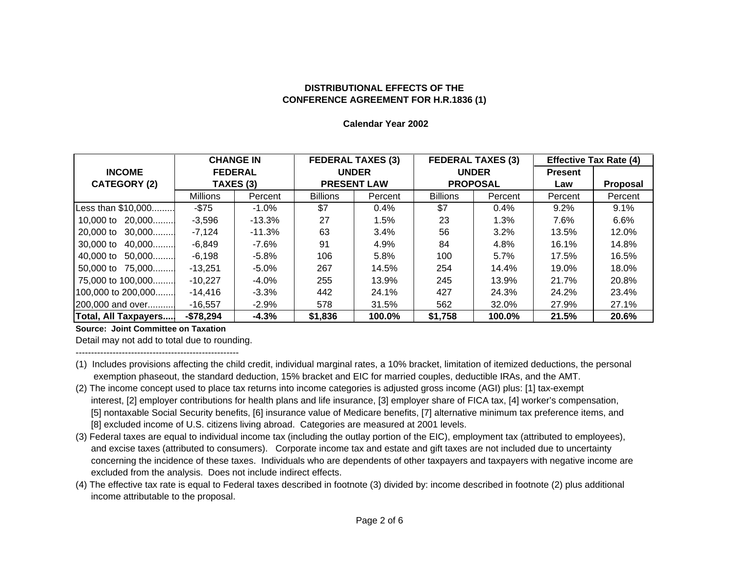**DISTRIBUTIONAL EFFECTS OF THE**
**CONFERENCE AGREEMENT FOR H.R.1836 (1)**

**Calendar Year 2002**

| INCOME CATEGORY (2) | CHANGE IN FEDERAL TAXES (3) | | FEDERAL TAXES (3) UNDER PRESENT LAW | | FEDERAL TAXES (3) UNDER PROPOSAL | | Effective Tax Rate (4) | |
|---|---|---|---|---|---|---|---|---|
| | | | | | | | Present Law | Proposal |
| | Millions | Percent | Billions | Percent | Billions | Percent | Percent | Percent |
| Less than $10,000......... | -$75 | -1.0% | $7 | 0.4% | $7 | 0.4% | 9.2% | 9.1% |
| 10,000 to 20,000......... | -3,596 | -13.3% | 27 | 1.5% | 23 | 1.3% | 7.6% | 6.6% |
| 20,000 to 30,000......... | -7,124 | -11.3% | 63 | 3.4% | 56 | 3.2% | 13.5% | 12.0% |
| 30,000 to 40,000......... | -6,849 | -7.6% | 91 | 4.9% | 84 | 4.8% | 16.1% | 14.8% |
| 40,000 to 50,000......... | -6,198 | -5.8% | 106 | 5.8% | 100 | 5.7% | 17.5% | 16.5% |
| 50,000 to 75,000......... | -13,251 | -5.0% | 267 | 14.5% | 254 | 14.4% | 19.0% | 18.0% |
| 75,000 to 100,000......... | -10,227 | -4.0% | 255 | 13.9% | 245 | 13.9% | 21.7% | 20.8% |
| 100,000 to 200,000........ | -14,416 | -3.3% | 442 | 24.1% | 427 | 24.3% | 24.2% | 23.4% |
| 200,000 and over........... | -16,557 | -2.9% | 578 | 31.5% | 562 | 32.0% | 27.9% | 27.1% |
| **Total, All Taxpayers.....** | **-$78,294** | **-4.3%** | **$1,836** | **100.0%** | **$1,758** | **100.0%** | **21.5%** | **20.6%** |

**Source: Joint Committee on Taxation**

Detail may not add to total due to rounding.

-----------------------------------------------------

(1) Includes provisions affecting the child credit, individual marginal rates, a 10% bracket, limitation of itemized deductions, the personal exemption phaseout, the standard deduction, 15% bracket and EIC for married couples, deductible IRAs, and the AMT.

(2) The income concept used to place tax returns into income categories is adjusted gross income (AGI) plus: [1] tax-exempt interest, [2] employer contributions for health plans and life insurance, [3] employer share of FICA tax, [4] worker's compensation, [5] nontaxable Social Security benefits, [6] insurance value of Medicare benefits, [7] alternative minimum tax preference items, and [8] excluded income of U.S. citizens living abroad. Categories are measured at 2001 levels.

(3) Federal taxes are equal to individual income tax (including the outlay portion of the EIC), employment tax (attributed to employees), and excise taxes (attributed to consumers). Corporate income tax and estate and gift taxes are not included due to uncertainty concerning the incidence of these taxes. Individuals who are dependents of other taxpayers and taxpayers with negative income are excluded from the analysis. Does not include indirect effects.

(4) The effective tax rate is equal to Federal taxes described in footnote (3) divided by: income described in footnote (2) plus additional income attributable to the proposal.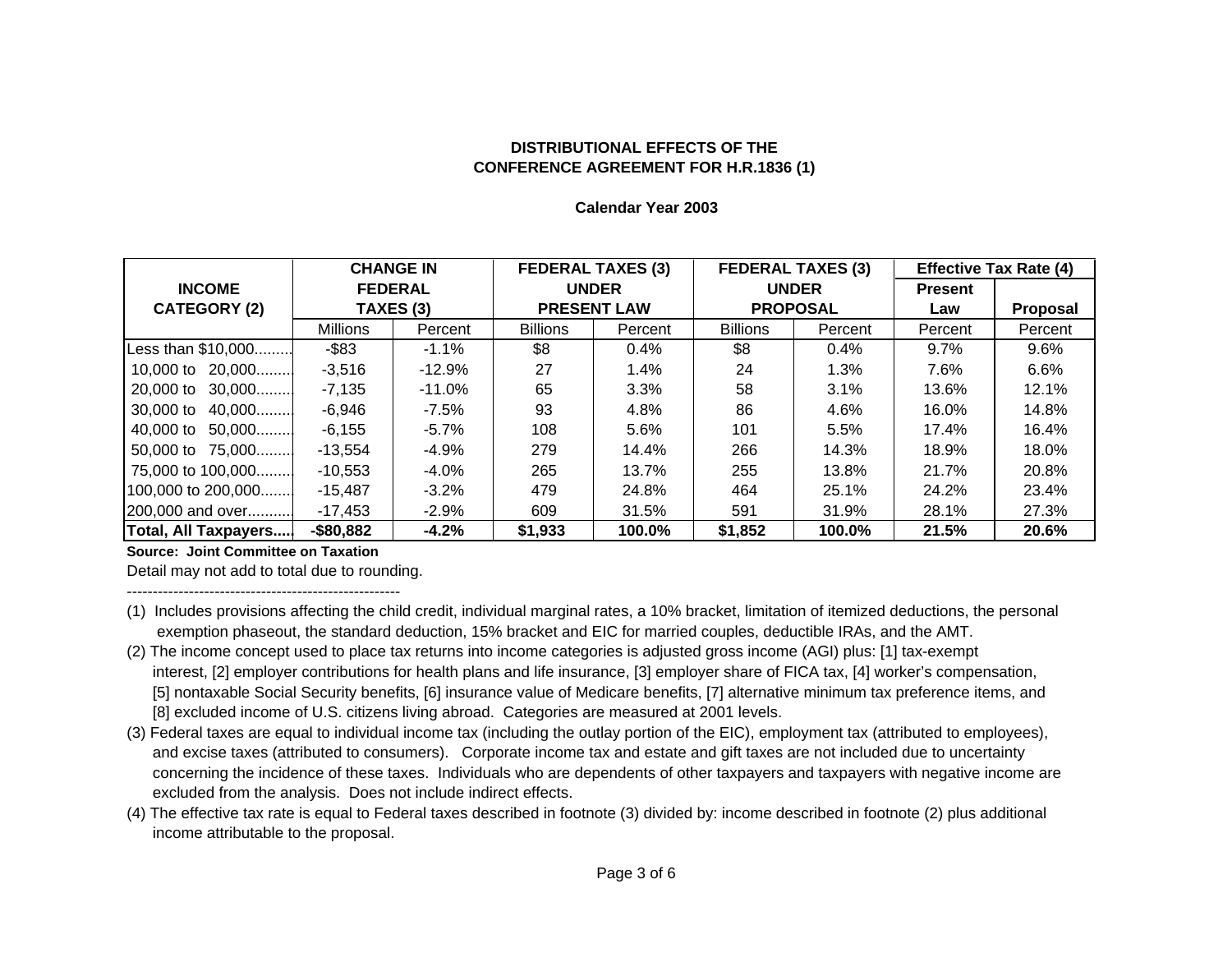**DISTRIBUTIONAL EFFECTS OF THE**
**CONFERENCE AGREEMENT FOR H.R.1836 (1)**

**Calendar Year 2003**

| INCOME CATEGORY (2) | CHANGE IN FEDERAL TAXES (3) | | FEDERAL TAXES (3) UNDER PRESENT LAW | | FEDERAL TAXES (3) UNDER PROPOSAL | | Effective Tax Rate (4) | |
|---|---|---|---|---|---|---|---|---|
| | | | | | | | Present Law | Proposal |
| | Millions | Percent | Billions | Percent | Billions | Percent | Percent | Percent |
| Less than $10,000......... | -$83 | -1.1% | $8 | 0.4% | $8 | 0.4% | 9.7% | 9.6% |
| 10,000 to 20,000......... | -3,516 | -12.9% | 27 | 1.4% | 24 | 1.3% | 7.6% | 6.6% |
| 20,000 to 30,000......... | -7,135 | -11.0% | 65 | 3.3% | 58 | 3.1% | 13.6% | 12.1% |
| 30,000 to 40,000......... | -6,946 | -7.5% | 93 | 4.8% | 86 | 4.6% | 16.0% | 14.8% |
| 40,000 to 50,000......... | -6,155 | -5.7% | 108 | 5.6% | 101 | 5.5% | 17.4% | 16.4% |
| 50,000 to 75,000......... | -13,554 | -4.9% | 279 | 14.4% | 266 | 14.3% | 18.9% | 18.0% |
| 75,000 to 100,000......... | -10,553 | -4.0% | 265 | 13.7% | 255 | 13.8% | 21.7% | 20.8% |
| 100,000 to 200,000........ | -15,487 | -3.2% | 479 | 24.8% | 464 | 25.1% | 24.2% | 23.4% |
| 200,000 and over........... | -17,453 | -2.9% | 609 | 31.5% | 591 | 31.9% | 28.1% | 27.3% |
| **Total, All Taxpayers.....** | **-$80,882** | **-4.2%** | **$1,933** | **100.0%** | **$1,852** | **100.0%** | **21.5%** | **20.6%** |

**Source: Joint Committee on Taxation**

Detail may not add to total due to rounding.

-----------------------------------------------------

(1) Includes provisions affecting the child credit, individual marginal rates, a 10% bracket, limitation of itemized deductions, the personal exemption phaseout, the standard deduction, 15% bracket and EIC for married couples, deductible IRAs, and the AMT.

(2) The income concept used to place tax returns into income categories is adjusted gross income (AGI) plus: [1] tax-exempt interest, [2] employer contributions for health plans and life insurance, [3] employer share of FICA tax, [4] worker's compensation, [5] nontaxable Social Security benefits, [6] insurance value of Medicare benefits, [7] alternative minimum tax preference items, and [8] excluded income of U.S. citizens living abroad. Categories are measured at 2001 levels.

(3) Federal taxes are equal to individual income tax (including the outlay portion of the EIC), employment tax (attributed to employees), and excise taxes (attributed to consumers). Corporate income tax and estate and gift taxes are not included due to uncertainty concerning the incidence of these taxes. Individuals who are dependents of other taxpayers and taxpayers with negative income are excluded from the analysis. Does not include indirect effects.

(4) The effective tax rate is equal to Federal taxes described in footnote (3) divided by: income described in footnote (2) plus additional income attributable to the proposal.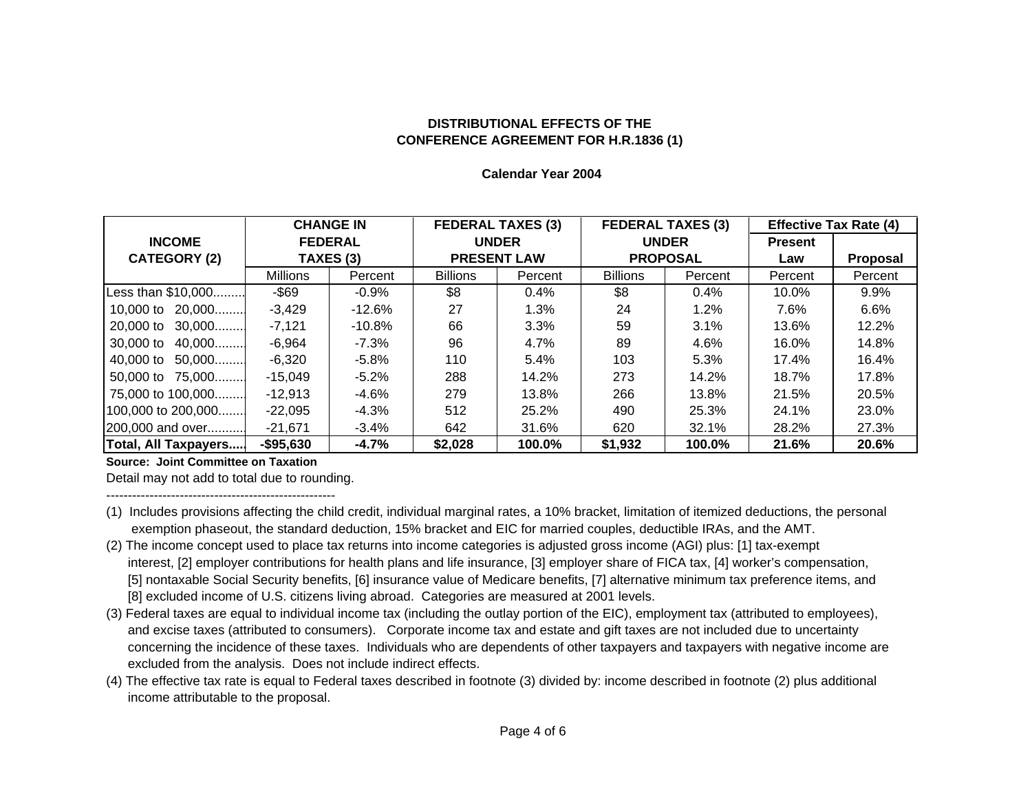**DISTRIBUTIONAL EFFECTS OF THE CONFERENCE AGREEMENT FOR H.R.1836 (1)**

**Calendar Year 2004**

| INCOME CATEGORY (2) | CHANGE IN FEDERAL TAXES (3) | | FEDERAL TAXES (3) UNDER PRESENT LAW | | FEDERAL TAXES (3) UNDER PROPOSAL | | Effective Tax Rate (4) | |
|---|---|---|---|---|---|---|---|---|
| | | | | | | | Present Law | Proposal |
| | Millions | Percent | Billions | Percent | Billions | Percent | Percent | Percent |
| Less than $10,000......... | -$69 | -0.9% | $8 | 0.4% | $8 | 0.4% | 10.0% | 9.9% |
| 10,000 to 20,000........ | -3,429 | -12.6% | 27 | 1.3% | 24 | 1.2% | 7.6% | 6.6% |
| 20,000 to 30,000........ | -7,121 | -10.8% | 66 | 3.3% | 59 | 3.1% | 13.6% | 12.2% |
| 30,000 to 40,000........ | -6,964 | -7.3% | 96 | 4.7% | 89 | 4.6% | 16.0% | 14.8% |
| 40,000 to 50,000........ | -6,320 | -5.8% | 110 | 5.4% | 103 | 5.3% | 17.4% | 16.4% |
| 50,000 to 75,000........ | -15,049 | -5.2% | 288 | 14.2% | 273 | 14.2% | 18.7% | 17.8% |
| 75,000 to 100,000........ | -12,913 | -4.6% | 279 | 13.8% | 266 | 13.8% | 21.5% | 20.5% |
| 100,000 to 200,000....... | -22,095 | -4.3% | 512 | 25.2% | 490 | 25.3% | 24.1% | 23.0% |
| 200,000 and over.......... | -21,671 | -3.4% | 642 | 31.6% | 620 | 32.1% | 28.2% | 27.3% |
| **Total, All Taxpayers.....** | **-$95,630** | **-4.7%** | **$2,028** | **100.0%** | **$1,932** | **100.0%** | **21.6%** | **20.6%** |

**Source: Joint Committee on Taxation**

Detail may not add to total due to rounding.

-----------------------------------------------------

(1) Includes provisions affecting the child credit, individual marginal rates, a 10% bracket, limitation of itemized deductions, the personal exemption phaseout, the standard deduction, 15% bracket and EIC for married couples, deductible IRAs, and the AMT.

(2) The income concept used to place tax returns into income categories is adjusted gross income (AGI) plus: [1] tax-exempt interest, [2] employer contributions for health plans and life insurance, [3] employer share of FICA tax, [4] worker's compensation, [5] nontaxable Social Security benefits, [6] insurance value of Medicare benefits, [7] alternative minimum tax preference items, and [8] excluded income of U.S. citizens living abroad. Categories are measured at 2001 levels.

(3) Federal taxes are equal to individual income tax (including the outlay portion of the EIC), employment tax (attributed to employees), and excise taxes (attributed to consumers). Corporate income tax and estate and gift taxes are not included due to uncertainty concerning the incidence of these taxes. Individuals who are dependents of other taxpayers and taxpayers with negative income are excluded from the analysis. Does not include indirect effects.

(4) The effective tax rate is equal to Federal taxes described in footnote (3) divided by: income described in footnote (2) plus additional income attributable to the proposal.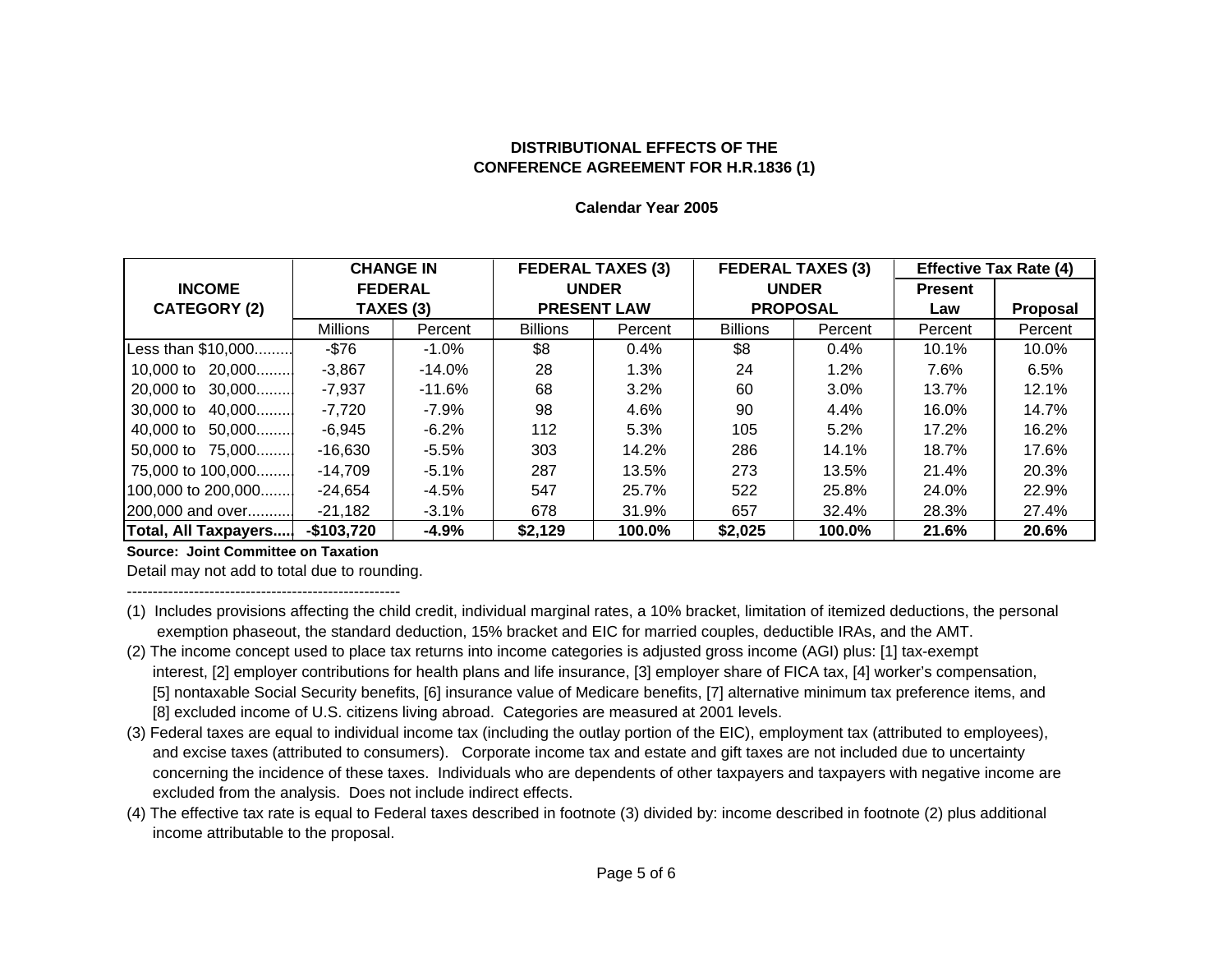**DISTRIBUTIONAL EFFECTS OF THE CONFERENCE AGREEMENT FOR H.R.1836 (1)**

**Calendar Year 2005**

| INCOME CATEGORY (2) | CHANGE IN FEDERAL TAXES (3) | | FEDERAL TAXES (3) UNDER PRESENT LAW | | FEDERAL TAXES (3) UNDER PROPOSAL | | Effective Tax Rate (4) | |
|---|---|---|---|---|---|---|---|---|
| | | | | | | | Present Law | Proposal |
| | Millions | Percent | Billions | Percent | Billions | Percent | Percent | Percent |
| Less than $10,000......... | -$76 | -1.0% | $8 | 0.4% | $8 | 0.4% | 10.1% | 10.0% |
| 10,000 to 20,000......... | -3,867 | -14.0% | 28 | 1.3% | 24 | 1.2% | 7.6% | 6.5% |
| 20,000 to 30,000......... | -7,937 | -11.6% | 68 | 3.2% | 60 | 3.0% | 13.7% | 12.1% |
| 30,000 to 40,000......... | -7,720 | -7.9% | 98 | 4.6% | 90 | 4.4% | 16.0% | 14.7% |
| 40,000 to 50,000......... | -6,945 | -6.2% | 112 | 5.3% | 105 | 5.2% | 17.2% | 16.2% |
| 50,000 to 75,000......... | -16,630 | -5.5% | 303 | 14.2% | 286 | 14.1% | 18.7% | 17.6% |
| 75,000 to 100,000......... | -14,709 | -5.1% | 287 | 13.5% | 273 | 13.5% | 21.4% | 20.3% |
| 100,000 to 200,000......... | -24,654 | -4.5% | 547 | 25.7% | 522 | 25.8% | 24.0% | 22.9% |
| 200,000 and over.......... | -21,182 | -3.1% | 678 | 31.9% | 657 | 32.4% | 28.3% | 27.4% |
| **Total, All Taxpayers.....** | **-$103,720** | **-4.9%** | **$2,129** | **100.0%** | **$2,025** | **100.0%** | **21.6%** | **20.6%** |

**Source: Joint Committee on Taxation**

Detail may not add to total due to rounding.

-----------------------------------------------------

(1) Includes provisions affecting the child credit, individual marginal rates, a 10% bracket, limitation of itemized deductions, the personal exemption phaseout, the standard deduction, 15% bracket and EIC for married couples, deductible IRAs, and the AMT.

(2) The income concept used to place tax returns into income categories is adjusted gross income (AGI) plus: [1] tax-exempt interest, [2] employer contributions for health plans and life insurance, [3] employer share of FICA tax, [4] worker's compensation, [5] nontaxable Social Security benefits, [6] insurance value of Medicare benefits, [7] alternative minimum tax preference items, and [8] excluded income of U.S. citizens living abroad. Categories are measured at 2001 levels.

(3) Federal taxes are equal to individual income tax (including the outlay portion of the EIC), employment tax (attributed to employees), and excise taxes (attributed to consumers). Corporate income tax and estate and gift taxes are not included due to uncertainty concerning the incidence of these taxes. Individuals who are dependents of other taxpayers and taxpayers with negative income are excluded from the analysis. Does not include indirect effects.

(4) The effective tax rate is equal to Federal taxes described in footnote (3) divided by: income described in footnote (2) plus additional income attributable to the proposal.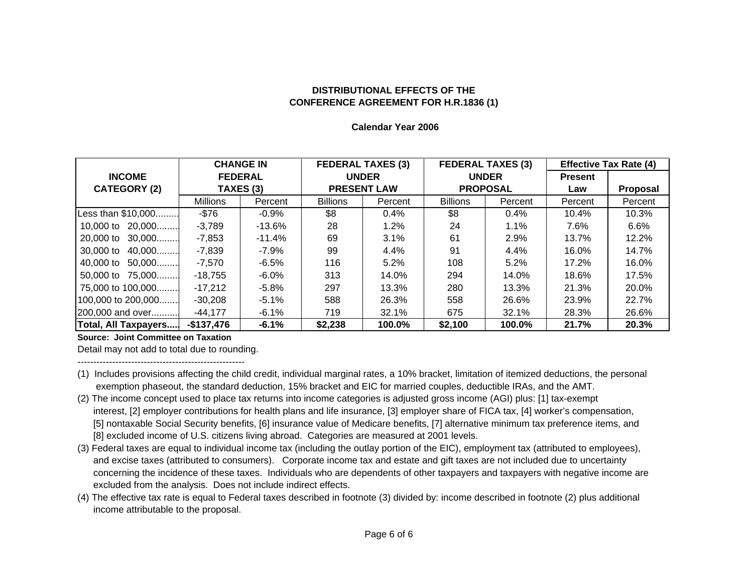**DISTRIBUTIONAL EFFECTS OF THE CONFERENCE AGREEMENT FOR H.R.1836 (1)**

**Calendar Year 2006**

| INCOME CATEGORY (2) | CHANGE IN FEDERAL TAXES (3) | | FEDERAL TAXES (3) UNDER PRESENT LAW | | FEDERAL TAXES (3) UNDER PROPOSAL | | Effective Tax Rate (4) | |
|---|---|---|---|---|---|---|---|---|
| | | | | | | | Present Law | Proposal |
| | Millions | Percent | Billions | Percent | Billions | Percent | Percent | Percent |
| Less than $10,000......... | -$76 | -0.9% | $8 | 0.4% | $8 | 0.4% | 10.4% | 10.3% |
| 10,000 to 20,000........ | -3,789 | -13.6% | 28 | 1.2% | 24 | 1.1% | 7.6% | 6.6% |
| 20,000 to 30,000........ | -7,853 | -11.4% | 69 | 3.1% | 61 | 2.9% | 13.7% | 12.2% |
| 30,000 to 40,000........ | -7,839 | -7.9% | 99 | 4.4% | 91 | 4.4% | 16.0% | 14.7% |
| 40,000 to 50,000........ | -7,570 | -6.5% | 116 | 5.2% | 108 | 5.2% | 17.2% | 16.0% |
| 50,000 to 75,000........ | -18,755 | -6.0% | 313 | 14.0% | 294 | 14.0% | 18.6% | 17.5% |
| 75,000 to 100,000........ | -17,212 | -5.8% | 297 | 13.3% | 280 | 13.3% | 21.3% | 20.0% |
| 100,000 to 200,000....... | -30,208 | -5.1% | 588 | 26.3% | 558 | 26.6% | 23.9% | 22.7% |
| 200,000 and over.......... | -44,177 | -6.1% | 719 | 32.1% | 675 | 32.1% | 28.3% | 26.6% |
| **Total, All Taxpayers....** | **-$137,476** | **-6.1%** | **$2,238** | **100.0%** | **$2,100** | **100.0%** | **21.7%** | **20.3%** |

**Source: Joint Committee on Taxation**

Detail may not add to total due to rounding.

-----------------------------------------------------

(1) Includes provisions affecting the child credit, individual marginal rates, a 10% bracket, limitation of itemized deductions, the personal exemption phaseout, the standard deduction, 15% bracket and EIC for married couples, deductible IRAs, and the AMT.

(2) The income concept used to place tax returns into income categories is adjusted gross income (AGI) plus: [1] tax-exempt interest, [2] employer contributions for health plans and life insurance, [3] employer share of FICA tax, [4] worker's compensation, [5] nontaxable Social Security benefits, [6] insurance value of Medicare benefits, [7] alternative minimum tax preference items, and [8] excluded income of U.S. citizens living abroad. Categories are measured at 2001 levels.

(3) Federal taxes are equal to individual income tax (including the outlay portion of the EIC), employment tax (attributed to employees), and excise taxes (attributed to consumers). Corporate income tax and estate and gift taxes are not included due to uncertainty concerning the incidence of these taxes. Individuals who are dependents of other taxpayers and taxpayers with negative income are excluded from the analysis. Does not include indirect effects.

(4) The effective tax rate is equal to Federal taxes described in footnote (3) divided by: income described in footnote (2) plus additional income attributable to the proposal.